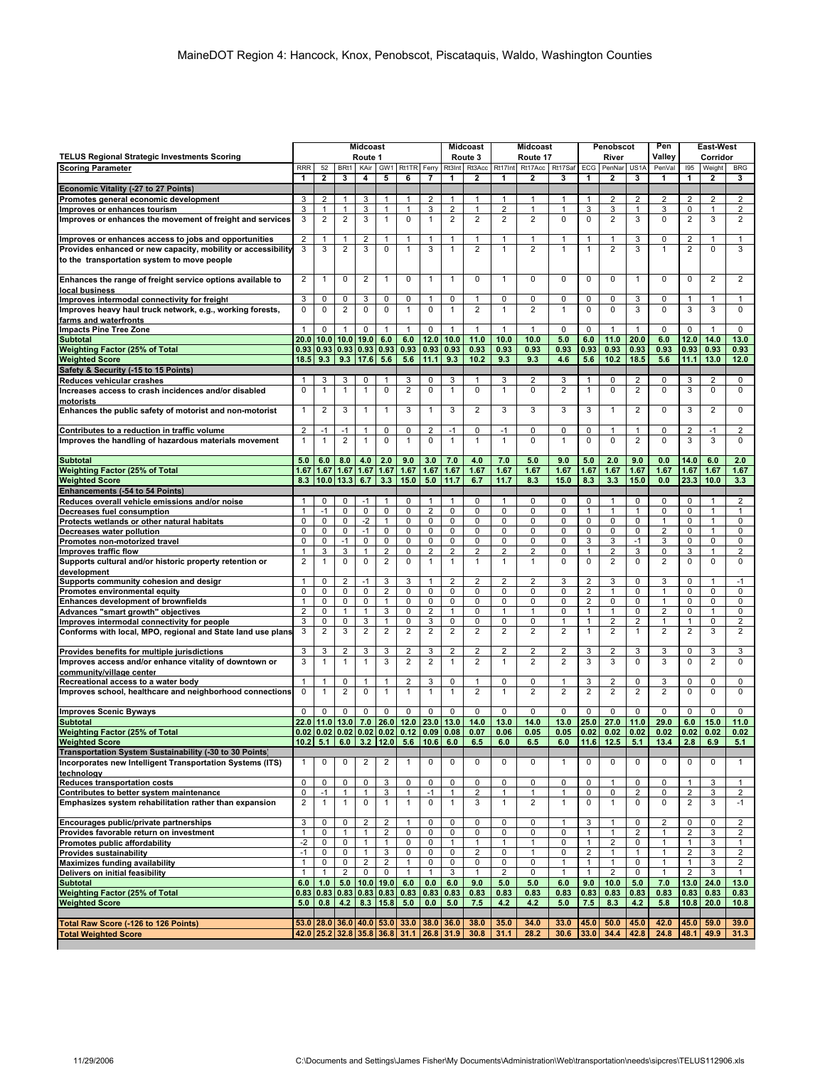# MaineDOT Region 4: Hancock, Knox, Penobscot, Piscataquis, Waldo, Washington Counties

| TELUS Regional Strategic Investments Scoring | Midcoast Route 1 | | | | | | | Midcoast Route 3 | | Midcoast Route 17 | | | Penobscot River | | | Pen Valley | East-West Corridor | | |
|---|---|---|---|---|---|---|---|---|---|---|---|---|---|---|---|---|---|---|---|
| Scoring Parameter | RRR | 52 | BRt1 | KAir | GW1 | Rt1TR | Ferry | Rt3Int | Rt3Acc | Rt17Int | Rt17Acc | Rt17Saf | ECG | PenNar | US1A | PenVal | I95 | Weight | BRG |
| | 1 | 2 | 3 | 4 | 5 | 6 | 7 | 1 | 2 | 1 | 2 | 3 | 1 | 2 | 3 | 1 | 1 | 2 | 3 |
| **Economic Vitality (-27 to 27 Points)** | | | | | | | | | | | | | | | | | | | |
| Promotes general economic development | 3 | 2 | 1 | 3 | 1 | 1 | 2 | 1 | 1 | 1 | 1 | 1 | 1 | 2 | 2 | 2 | 2 | 2 | 2 |
| Improves or enhances tourism | 3 | 1 | 1 | 3 | 1 | 1 | 3 | 2 | 1 | 2 | 1 | 1 | 3 | 3 | 1 | 3 | 0 | 1 | 2 |
| Improves or enhances the movement of freight and services | 3 | 2 | 2 | 3 | 1 | 0 | 1 | 2 | 2 | 2 | 2 | 0 | 0 | 2 | 3 | 0 | 2 | 3 | 2 |
| Improves or enhances access to jobs and opportunities | 2 | 1 | 1 | 2 | 1 | 1 | 1 | 1 | 1 | 1 | 1 | 1 | 1 | 1 | 3 | 0 | 2 | 1 | 1 |
| Provides enhanced or new capacity, mobility or accessibility to the transportation system to move people | 3 | 3 | 2 | 3 | 0 | 1 | 3 | 1 | 2 | 1 | 2 | 1 | 1 | 2 | 3 | 1 | 2 | 0 | 3 |
| Enhances the range of freight service options available to local business | 2 | 1 | 0 | 2 | 1 | 0 | 1 | 1 | 0 | 1 | 0 | 0 | 0 | 0 | 1 | 0 | 0 | 2 | 2 |
| Improves intermodal connectivity for freight | 3 | 0 | 0 | 3 | 0 | 0 | 1 | 0 | 1 | 0 | 0 | 0 | 0 | 0 | 3 | 0 | 1 | 1 | 1 |
| Improves heavy haul truck network, e.g., working forests, farms and waterfronts | 0 | 0 | 2 | 0 | 0 | 1 | 0 | 1 | 2 | 1 | 2 | 1 | 0 | 0 | 3 | 0 | 3 | 3 | 0 |
| Impacts Pine Tree Zone | 1 | 0 | 1 | 0 | 1 | 1 | 0 | 1 | 1 | 1 | 1 | 0 | 0 | 1 | 1 | 0 | 0 | 1 | 0 |
| **Subtotal** | **20.0** | **10.0** | **10.0** | **19.0** | **6.0** | **6.0** | **12.0** | **10.0** | **11.0** | **10.0** | **10.0** | **5.0** | **6.0** | **11.0** | **20.0** | **6.0** | **12.0** | **14.0** | **13.0** |
| **Weighting Factor (25% of Total** | **0.93** | **0.93** | **0.93** | **0.93** | **0.93** | **0.93** | **0.93** | **0.93** | **0.93** | **0.93** | **0.93** | **0.93** | **0.93** | **0.93** | **0.93** | **0.93** | **0.93** | **0.93** | **0.93** |
| **Weighted Score** | **18.5** | **9.3** | **9.3** | **17.6** | **5.6** | **5.6** | **11.1** | **9.3** | **10.2** | **9.3** | **9.3** | **4.6** | **5.6** | **10.2** | **18.5** | **5.6** | **11.1** | **13.0** | **12.0** |
| **Safety & Security (-15 to 15 Points)** | | | | | | | | | | | | | | | | | | | |
| Reduces vehicular crashes | 1 | 3 | 3 | 0 | 1 | 3 | 0 | 3 | 1 | 3 | 2 | 3 | 1 | 0 | 2 | 0 | 3 | 2 | 0 |
| Increases access to crash incidences and/or disabled motorists | 0 | 1 | 1 | 1 | 0 | 2 | 0 | 1 | 0 | 1 | 0 | 2 | 1 | 0 | 2 | 0 | 3 | 0 | 0 |
| Enhances the public safety of motorist and non-motorist | 1 | 2 | 3 | 1 | 1 | 3 | 1 | 3 | 2 | 3 | 3 | 3 | 3 | 1 | 2 | 0 | 3 | 2 | 0 |
| Contributes to a reduction in traffic volume | 2 | -1 | -1 | 1 | 0 | 0 | 2 | -1 | 0 | -1 | 0 | 0 | 0 | 1 | 1 | 0 | 2 | -1 | 2 |
| Improves the handling of hazardous materials movement | 1 | 1 | 2 | 1 | 0 | 1 | 0 | 1 | 1 | 1 | 0 | 1 | 0 | 0 | 2 | 0 | 3 | 3 | 0 |
| **Subtotal** | **5.0** | **6.0** | **8.0** | **4.0** | **2.0** | **9.0** | **3.0** | **7.0** | **4.0** | **7.0** | **5.0** | **9.0** | **5.0** | **2.0** | **9.0** | **0.0** | **14.0** | **6.0** | **2.0** |
| **Weighting Factor (25% of Total** | **1.67** | **1.67** | **1.67** | **1.67** | **1.67** | **1.67** | **1.67** | **1.67** | **1.67** | **1.67** | **1.67** | **1.67** | **1.67** | **1.67** | **1.67** | **1.67** | **1.67** | **1.67** | **1.67** |
| **Weighted Score** | **8.3** | **10.0** | **13.3** | **6.7** | **3.3** | **15.0** | **5.0** | **11.7** | **6.7** | **11.7** | **8.3** | **15.0** | **8.3** | **3.3** | **15.0** | **0.0** | **23.3** | **10.0** | **3.3** |
| **Enhancements (-54 to 54 Points)** | | | | | | | | | | | | | | | | | | | |
| Reduces overall vehicle emissions and/or noise | 1 | 0 | 0 | -1 | 1 | 0 | 1 | 1 | 0 | 1 | 0 | 0 | 0 | 1 | 0 | 0 | 0 | 1 | 2 |
| Decreases fuel consumption | 1 | -1 | 0 | 0 | 0 | 0 | 2 | 0 | 0 | 0 | 0 | 0 | 1 | 1 | 1 | 0 | 0 | 1 | 1 |
| Protects wetlands or other natural habitats | 0 | 0 | 0 | -2 | 1 | 0 | 0 | 0 | 0 | 0 | 0 | 0 | 0 | 0 | 0 | 1 | 0 | 1 | 0 |
| Decreases water pollution | 0 | 0 | 0 | -1 | 0 | 0 | 0 | 0 | 0 | 0 | 0 | 0 | 0 | 0 | 0 | 2 | 0 | 1 | 0 |
| Promotes non-motorized travel | 0 | 0 | -1 | 0 | 0 | 0 | 0 | 0 | 0 | 0 | 0 | 0 | 3 | 3 | -1 | 3 | 0 | 0 | 0 |
| Improves traffic flow | 1 | 3 | 3 | 1 | 2 | 0 | 2 | 2 | 2 | 2 | 2 | 0 | 1 | 2 | 3 | 0 | 3 | 1 | 2 |
| Supports cultural and/or historic property retention or development | 2 | 1 | 0 | 0 | 2 | 0 | 1 | 1 | 1 | 1 | 1 | 0 | 0 | 2 | 0 | 2 | 0 | 0 | 0 |
| Supports community cohesion and design | 1 | 0 | 2 | -1 | 3 | 3 | 1 | 2 | 2 | 2 | 2 | 3 | 2 | 3 | 0 | 3 | 0 | 1 | -1 |
| Promotes environmental equity | 0 | 0 | 0 | 0 | 2 | 0 | 0 | 0 | 0 | 0 | 0 | 0 | 2 | 1 | 0 | 1 | 0 | 0 | 0 |
| Enhances development of brownfields | 1 | 0 | 0 | 0 | 1 | 0 | 0 | 0 | 0 | 0 | 0 | 0 | 2 | 0 | 0 | 1 | 0 | 0 | 0 |
| Advances "smart growth" objectives | 2 | 0 | 1 | 1 | 3 | 0 | 2 | 1 | 0 | 1 | 1 | 0 | 1 | 1 | 0 | 2 | 0 | 1 | 0 |
| Improves intermodal connectivity for people | 3 | 0 | 0 | 3 | 1 | 0 | 3 | 0 | 0 | 0 | 0 | 1 | 1 | 2 | 2 | 1 | 1 | 0 | 2 |
| Conforms with local, MPO, regional and State land use plans | 3 | 2 | 3 | 2 | 2 | 2 | 2 | 2 | 2 | 2 | 2 | 2 | 1 | 2 | 1 | 2 | 2 | 3 | 2 |
| Provides benefits for multiple jurisdictions | 3 | 3 | 2 | 3 | 3 | 2 | 3 | 2 | 2 | 2 | 2 | 2 | 3 | 2 | 3 | 3 | 0 | 3 | 3 |
| Improves access and/or enhance vitality of downtown or community/village center | 3 | 1 | 1 | 1 | 3 | 2 | 2 | 1 | 2 | 1 | 2 | 2 | 3 | 3 | 0 | 3 | 0 | 2 | 0 |
| Recreational access to a water body | 1 | 1 | 0 | 1 | 1 | 2 | 3 | 0 | 1 | 0 | 0 | 1 | 3 | 2 | 0 | 3 | 0 | 0 | 0 |
| Improves school, healthcare and neighborhood connections | 0 | 1 | 2 | 0 | 1 | 1 | 1 | 1 | 2 | 1 | 2 | 2 | 2 | 2 | 2 | 2 | 0 | 0 | 0 |
| Improves Scenic Byways | 0 | 0 | 0 | 0 | 0 | 0 | 0 | 0 | 0 | 0 | 0 | 0 | 0 | 0 | 0 | 0 | 0 | 0 | 0 |
| **Subtotal** | **22.0** | **11.0** | **13.0** | **7.0** | **26.0** | **12.0** | **23.0** | **13.0** | **14.0** | **13.0** | **14.0** | **13.0** | **25.0** | **27.0** | **11.0** | **29.0** | **6.0** | **15.0** | **11.0** |
| **Weighting Factor (25% of Total** | **0.02** | **0.02** | **0.02** | **0.02** | **0.02** | **0.12** | **0.09** | **0.08** | **0.07** | **0.06** | **0.05** | **0.05** | **0.02** | **0.02** | **0.02** | **0.02** | **0.02** | **0.02** | **0.02** |
| **Weighted Score** | **10.2** | **5.1** | **6.0** | **3.2** | **12.0** | **5.6** | **10.6** | **6.0** | **6.5** | **6.0** | **6.5** | **6.0** | **11.6** | **12.5** | **5.1** | **13.4** | **2.8** | **6.9** | **5.1** |
| **Transportation System Sustainability (-30 to 30 Points)** | | | | | | | | | | | | | | | | | | | |
| Incorporates new Intelligent Transportation Systems (ITS) technology | 1 | 0 | 0 | 2 | 2 | 1 | 0 | 0 | 0 | 0 | 0 | 1 | 0 | 0 | 0 | 0 | 0 | 0 | 1 |
| Reduces transportation costs | 0 | 0 | 0 | 0 | 3 | 0 | 0 | 0 | 0 | 0 | 0 | 0 | 0 | 1 | 0 | 0 | 1 | 3 | 1 |
| Contributes to better system maintenance | 0 | -1 | 1 | 1 | 3 | 1 | -1 | 1 | 2 | 1 | 1 | 1 | 0 | 0 | 2 | 0 | 2 | 3 | 2 |
| Emphasizes system rehabilitation rather than expansion | 2 | 1 | 1 | 0 | 1 | 1 | 0 | 1 | 3 | 1 | 2 | 1 | 0 | 1 | 0 | 0 | 2 | 3 | -1 |
| Encourages public/private partnerships | 3 | 0 | 0 | 2 | 2 | 1 | 0 | 0 | 0 | 0 | 0 | 1 | 3 | 1 | 0 | 2 | 0 | 0 | 2 |
| Provides favorable return on investment | 1 | 0 | 1 | 1 | 2 | 0 | 0 | 0 | 0 | 0 | 0 | 0 | 1 | 1 | 2 | 1 | 2 | 3 | 2 |
| Promotes public affordability | -2 | 0 | 0 | 1 | 1 | 0 | 0 | 1 | 1 | 1 | 1 | 0 | 1 | 2 | 0 | 1 | 1 | 3 | 1 |
| Provides sustainability | -1 | 0 | 0 | 1 | 3 | 0 | 0 | 0 | 2 | 0 | 1 | 0 | 2 | 1 | 1 | 1 | 2 | 3 | 2 |
| Maximizes funding availability | 1 | 0 | 0 | 2 | 2 | 1 | 0 | 0 | 0 | 0 | 0 | 1 | 1 | 1 | 0 | 1 | 1 | 3 | 2 |
| Delivers on initial feasibility | 1 | 1 | 2 | 0 | 0 | 1 | 1 | 3 | 1 | 2 | 0 | 1 | 1 | 2 | 0 | 1 | 2 | 3 | 1 |
| **Subtotal** | **6.0** | **1.0** | **5.0** | **10.0** | **19.0** | **6.0** | **0.0** | **6.0** | **9.0** | **5.0** | **5.0** | **6.0** | **9.0** | **10.0** | **5.0** | **7.0** | **13.0** | **24.0** | **13.0** |
| **Weighting Factor (25% of Total** | **0.83** | **0.83** | **0.83** | **0.83** | **0.83** | **0.83** | **0.83** | **0.83** | **0.83** | **0.83** | **0.83** | **0.83** | **0.83** | **0.83** | **0.83** | **0.83** | **0.83** | **0.83** | **0.83** |
| **Weighted Score** | **5.0** | **0.8** | **4.2** | **8.3** | **15.8** | **5.0** | **0.0** | **5.0** | **7.5** | **4.2** | **4.2** | **5.0** | **7.5** | **8.3** | **4.2** | **5.8** | **10.8** | **20.0** | **10.8** |
| **Total Raw Score (-126 to 126 Points)** | **53.0** | **28.0** | **36.0** | **40.0** | **53.0** | **33.0** | **38.0** | **36.0** | **38.0** | **35.0** | **34.0** | **33.0** | **45.0** | **50.0** | **45.0** | **42.0** | **45.0** | **59.0** | **39.0** |
| **Total Weighted Score** | **42.0** | **25.2** | **32.8** | **35.8** | **36.8** | **31.1** | **26.8** | **31.9** | **30.8** | **31.1** | **28.2** | **30.6** | **33.0** | **34.4** | **42.8** | **24.8** | **48.1** | **49.9** | **31.3** |

11/29/2006 C:\Documents and Settings\James Fisher\My Documents\Administration\Web\transportation\needs\sipcres\TELUS112906.xls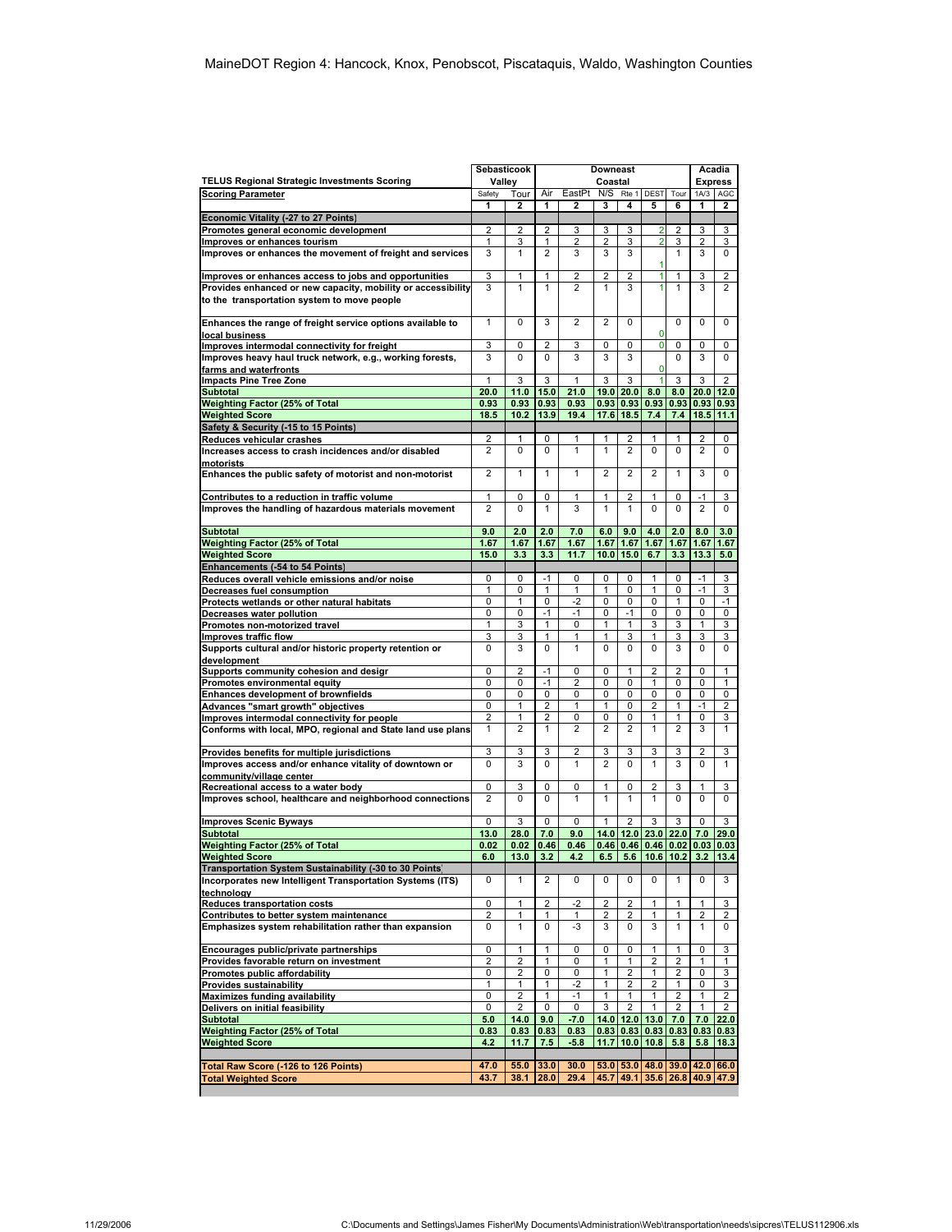# MaineDOT Region 4: Hancock, Knox, Penobscot, Piscataquis, Waldo, Washington Counties

| TELUS Regional Strategic Investments Scoring | Sebasticook Valley | | Downeast Coastal | | | | | | Acadia Express | |
|---|---|---|---|---|---|---|---|---|---|---|
| **Scoring Parameter** | Safety | Tour | Air | EastPt | N/S | Rte 1 | DEST | Tour | 1A/3 | AGC |
| | **1** | **2** | **1** | **2** | **3** | **4** | **5** | **6** | **1** | **2** |
| **Economic Vitality (-27 to 27 Points)** | | | | | | | | | | |
| Promotes general economic development | 2 | 2 | 2 | 3 | 3 | 3 | 2 | 2 | 3 | 3 |
| Improves or enhances tourism | 1 | 3 | 1 | 2 | 2 | 3 | 2 | 3 | 2 | 3 |
| Improves or enhances the movement of freight and services | 3 | 1 | 2 | 3 | 3 | 3 | 1 | 1 | 3 | 0 |
| Improves or enhances access to jobs and opportunities | 3 | 1 | 1 | 2 | 2 | 2 | 1 | 1 | 3 | 2 |
| Provides enhanced or new capacity, mobility or accessibility to the transportation system to move people | 3 | 1 | 1 | 2 | 1 | 3 | 1 | 1 | 3 | 2 |
| Enhances the range of freight service options available to local business | 1 | 0 | 3 | 2 | 2 | 0 | 0 | 0 | 0 | 0 |
| Improves intermodal connectivity for freight | 3 | 0 | 2 | 3 | 0 | 0 | 0 | 0 | 0 | 0 |
| Improves heavy haul truck network, e.g., working forests, farms and waterfronts | 3 | 0 | 0 | 3 | 3 | 3 | 0 | 0 | 3 | 0 |
| Impacts Pine Tree Zone | 1 | 3 | 3 | 1 | 3 | 3 | 1 | 3 | 3 | 2 |
| **Subtotal** | **20.0** | **11.0** | **15.0** | **21.0** | **19.0** | **20.0** | **8.0** | **8.0** | **20.0** | **12.0** |
| **Weighting Factor (25% of Total** | **0.93** | **0.93** | **0.93** | **0.93** | **0.93** | **0.93** | **0.93** | **0.93** | **0.93** | **0.93** |
| **Weighted Score** | **18.5** | **10.2** | **13.9** | **19.4** | **17.6** | **18.5** | **7.4** | **7.4** | **18.5** | **11.1** |
| **Safety & Security (-15 to 15 Points)** | | | | | | | | | | |
| Reduces vehicular crashes | 2 | 1 | 0 | 1 | 1 | 2 | 1 | 1 | 2 | 0 |
| Increases access to crash incidences and/or disabled motorists | 2 | 0 | 0 | 1 | 1 | 2 | 0 | 0 | 2 | 0 |
| Enhances the public safety of motorist and non-motorist | 2 | 1 | 1 | 1 | 2 | 2 | 2 | 1 | 3 | 0 |
| Contributes to a reduction in traffic volume | 1 | 0 | 0 | 1 | 1 | 2 | 1 | 0 | -1 | 3 |
| Improves the handling of hazardous materials movement | 2 | 0 | 1 | 3 | 1 | 1 | 0 | 0 | 2 | 0 |
| **Subtotal** | **9.0** | **2.0** | **2.0** | **7.0** | **6.0** | **9.0** | **4.0** | **2.0** | **8.0** | **3.0** |
| **Weighting Factor (25% of Total** | **1.67** | **1.67** | **1.67** | **1.67** | **1.67** | **1.67** | **1.67** | **1.67** | **1.67** | **1.67** |
| **Weighted Score** | **15.0** | **3.3** | **3.3** | **11.7** | **10.0** | **15.0** | **6.7** | **3.3** | **13.3** | **5.0** |
| **Enhancements (-54 to 54 Points)** | | | | | | | | | | |
| Reduces overall vehicle emissions and/or noise | 0 | 0 | -1 | 0 | 0 | 0 | 1 | 0 | -1 | 3 |
| Decreases fuel consumption | 1 | 0 | 1 | 1 | 1 | 0 | 1 | 0 | -1 | 3 |
| Protects wetlands or other natural habitats | 0 | 1 | 0 | -2 | 0 | 0 | 0 | 1 | 0 | -1 |
| Decreases water pollution | 0 | 0 | -1 | -1 | 0 | -1 | 0 | 0 | 0 | 0 |
| Promotes non-motorized travel | 1 | 3 | 1 | 0 | 1 | 1 | 3 | 3 | 1 | 3 |
| Improves traffic flow | 3 | 3 | 1 | 1 | 1 | 3 | 1 | 3 | 3 | 3 |
| Supports cultural and/or historic property retention or development | 0 | 3 | 0 | 1 | 0 | 0 | 0 | 3 | 0 | 0 |
| Supports community cohesion and design | 0 | 2 | -1 | 0 | 0 | 1 | 2 | 2 | 0 | 1 |
| Promotes environmental equity | 0 | 0 | -1 | 2 | 0 | 0 | 1 | 0 | 0 | 1 |
| Enhances development of brownfields | 0 | 0 | 0 | 0 | 0 | 0 | 0 | 0 | 0 | 0 |
| Advances "smart growth" objectives | 0 | 1 | 2 | 1 | 1 | 0 | 2 | 1 | -1 | 2 |
| Improves intermodal connectivity for people | 2 | 1 | 2 | 0 | 0 | 0 | 1 | 1 | 0 | 3 |
| Conforms with local, MPO, regional and State land use plans | 1 | 2 | 1 | 2 | 2 | 2 | 1 | 2 | 3 | 1 |
| Provides benefits for multiple jurisdictions | 3 | 3 | 3 | 2 | 3 | 3 | 3 | 3 | 2 | 3 |
| Improves access and/or enhance vitality of downtown or community/village center | 0 | 3 | 0 | 1 | 2 | 0 | 1 | 3 | 0 | 1 |
| Recreational access to a water body | 0 | 3 | 0 | 0 | 1 | 0 | 2 | 3 | 1 | 3 |
| Improves school, healthcare and neighborhood connections | 2 | 0 | 0 | 1 | 1 | 1 | 1 | 0 | 0 | 0 |
| Improves Scenic Byways | 0 | 3 | 0 | 0 | 1 | 2 | 3 | 3 | 0 | 3 |
| **Subtotal** | **13.0** | **28.0** | **7.0** | **9.0** | **14.0** | **12.0** | **23.0** | **22.0** | **7.0** | **29.0** |
| **Weighting Factor (25% of Total** | **0.02** | **0.02** | **0.46** | **0.46** | **0.46** | **0.46** | **0.46** | **0.02** | **0.03** | **0.03** |
| **Weighted Score** | **6.0** | **13.0** | **3.2** | **4.2** | **6.5** | **5.6** | **10.6** | **10.2** | **3.2** | **13.4** |
| **Transportation System Sustainability (-30 to 30 Points)** | | | | | | | | | | |
| Incorporates new Intelligent Transportation Systems (ITS) technology | 0 | 1 | 2 | 0 | 0 | 0 | 0 | 1 | 0 | 3 |
| Reduces transportation costs | 0 | 1 | 2 | -2 | 2 | 2 | 1 | 1 | 1 | 3 |
| Contributes to better system maintenance | 2 | 1 | 1 | 1 | 2 | 2 | 1 | 1 | 2 | 2 |
| Emphasizes system rehabilitation rather than expansion | 0 | 1 | 0 | -3 | 3 | 0 | 3 | 1 | 1 | 0 |
| Encourages public/private partnerships | 0 | 1 | 1 | 0 | 0 | 0 | 1 | 1 | 0 | 3 |
| Provides favorable return on investment | 2 | 2 | 1 | 0 | 1 | 1 | 2 | 2 | 1 | 1 |
| Promotes public affordability | 0 | 2 | 0 | 0 | 1 | 2 | 1 | 2 | 0 | 3 |
| Provides sustainability | 1 | 1 | 1 | -2 | 1 | 2 | 2 | 1 | 0 | 3 |
| Maximizes funding availability | 0 | 2 | 1 | -1 | 1 | 1 | 1 | 2 | 1 | 2 |
| Delivers on initial feasibility | 0 | 2 | 0 | 0 | 3 | 2 | 1 | 2 | 1 | 2 |
| **Subtotal** | **5.0** | **14.0** | **9.0** | **-7.0** | **14.0** | **12.0** | **13.0** | **7.0** | **7.0** | **22.0** |
| **Weighting Factor (25% of Total** | **0.83** | **0.83** | **0.83** | **0.83** | **0.83** | **0.83** | **0.83** | **0.83** | **0.83** | **0.83** |
| **Weighted Score** | **4.2** | **11.7** | **7.5** | **-5.8** | **11.7** | **10.0** | **10.8** | **5.8** | **5.8** | **18.3** |
| **Total Raw Score (-126 to 126 Points)** | **47.0** | **55.0** | **33.0** | **30.0** | **53.0** | **53.0** | **48.0** | **39.0** | **42.0** | **66.0** |
| **Total Weighted Score** | **43.7** | **38.1** | **28.0** | **29.4** | **45.7** | **49.1** | **35.6** | **26.8** | **40.9** | **47.9** |

11/29/2006 C:\Documents and Settings\James Fisher\My Documents\Administration\Web\transportation\needs\sipcres\TELUS112906.xls